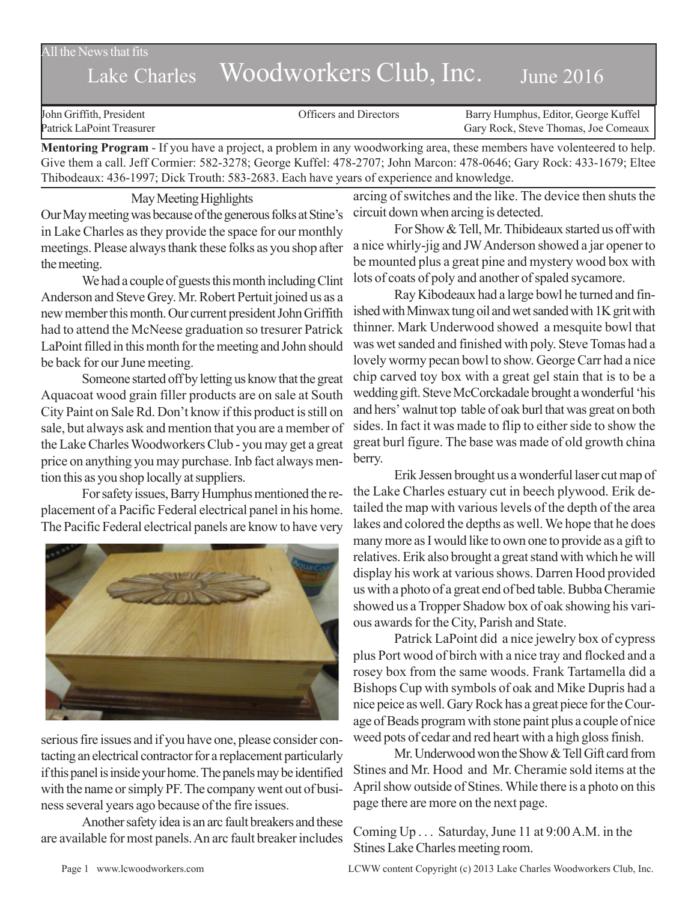All the News that fits

# Lake Charles Woodworkers Club, Inc. June 2016

John Griffith, President | Officers and Directors | Barry Humphus, Editor, George Kuffel
Patrick LaPoint Treasurer | | Gary Rock, Steve Thomas, Joe Comeaux

**Mentoring Program** - If you have a project, a problem in any woodworking area, these members have volenteered to help. Give them a call. Jeff Cormier: 582-3278; George Kuffel: 478-2707; John Marcon: 478-0646; Gary Rock: 433-1679; Eltee Thibodeaux: 436-1997; Dick Trouth: 583-2683. Each have years of experience and knowledge.

## May Meeting Highlights

Our May meeting was because of the generous folks at Stine's in Lake Charles as they provide the space for our monthly meetings. Please always thank these folks as you shop after the meeting.

We had a couple of guests this month including Clint Anderson and Steve Grey. Mr. Robert Pertuit joined us as a new member this month. Our current president John Griffith had to attend the McNeese graduation so tresurer Patrick LaPoint filled in this month for the meeting and John should be back for our June meeting.

Someone started off by letting us know that the great Aquacoat wood grain filler products are on sale at South City Paint on Sale Rd. Don't know if this product is still on sale, but always ask and mention that you are a member of the Lake Charles Woodworkers Club - you may get a great price on anything you may purchase. Inb fact always mention this as you shop locally at suppliers.

For safety issues, Barry Humphus mentioned the replacement of a Pacific Federal electrical panel in his home. The Pacific Federal electrical panels are know to have very serious fire issues and if you have one, please consider contacting an electrical contractor for a replacement particularly if this panel is inside your home. The panels may be identified with the name or simply PF. The company went out of business several years ago because of the fire issues.

Another safety idea is an arc fault breakers and these are available for most panels. An arc fault breaker includes arcing of switches and the like. The device then shuts the circuit down when arcing is detected.

For Show & Tell, Mr. Thibideaux started us off with a nice whirly-jig and JW Anderson showed a jar opener to be mounted plus a great pine and mystery wood box with lots of coats of poly and another of spaled sycamore.

Ray Kibodeaux had a large bowl he turned and finished with Minwax tung oil and wet sanded with 1K grit with thinner. Mark Underwood showed a mesquite bowl that was wet sanded and finished with poly. Steve Tomas had a lovely wormy pecan bowl to show. George Carr had a nice chip carved toy box with a great gel stain that is to be a wedding gift. Steve McCorckadale brought a wonderful 'his and hers' walnut top table of oak burl that was great on both sides. In fact it was made to flip to either side to show the great burl figure. The base was made of old growth china berry.

Erik Jessen brought us a wonderful laser cut map of the Lake Charles estuary cut in beech plywood. Erik detailed the map with various levels of the depth of the area lakes and colored the depths as well. We hope that he does many more as I would like to own one to provide as a gift to relatives. Erik also brought a great stand with which he will display his work at various shows. Darren Hood provided us with a photo of a great end of bed table. Bubba Cheramie showed us a Tropper Shadow box of oak showing his various awards for the City, Parish and State.

Patrick LaPoint did a nice jewelry box of cypress plus Port wood of birch with a nice tray and flocked and a rosey box from the same woods. Frank Tartamella did a Bishops Cup with symbols of oak and Mike Dupris had a nice peice as well. Gary Rock has a great piece for the Courage of Beads program with stone paint plus a couple of nice weed pots of cedar and red heart with a high gloss finish.

Mr. Underwood won the Show & Tell Gift card from Stines and Mr. Hood and Mr. Cheramie sold items at the April show outside of Stines. While there is a photo on this page there are more on the next page.

Coming Up . . . Saturday, June 11 at 9:00 A.M. in the Stines Lake Charles meeting room.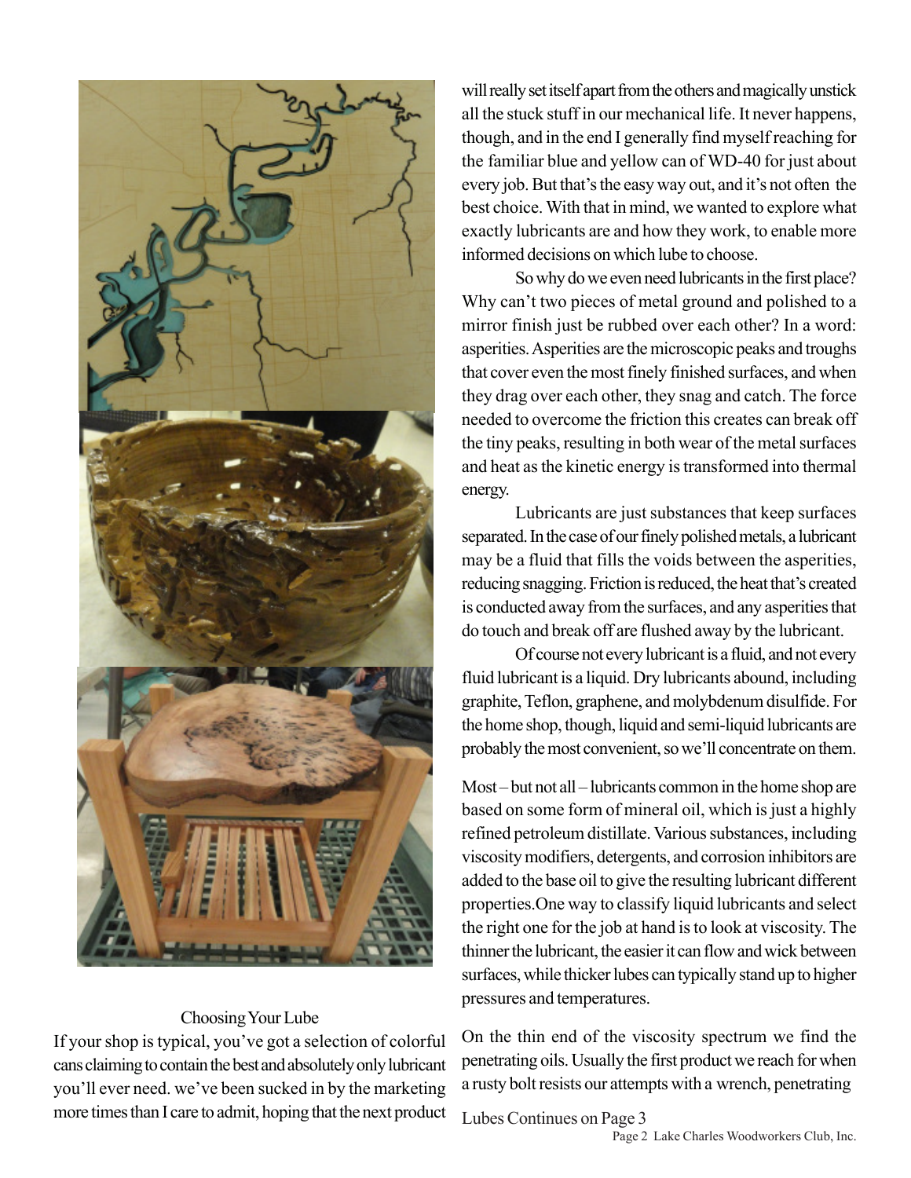## Choosing Your Lube

If your shop is typical, you've got a selection of colorful cans claiming to contain the best and absolutely only lubricant you'll ever need. we've been sucked in by the marketing more times than I care to admit, hoping that the next product will really set itself apart from the others and magically unstick all the stuck stuff in our mechanical life. It never happens, though, and in the end I generally find myself reaching for the familiar blue and yellow can of WD-40 for just about every job. But that's the easy way out, and it's not often the best choice. With that in mind, we wanted to explore what exactly lubricants are and how they work, to enable more informed decisions on which lube to choose.

So why do we even need lubricants in the first place? Why can't two pieces of metal ground and polished to a mirror finish just be rubbed over each other? In a word: asperities. Asperities are the microscopic peaks and troughs that cover even the most finely finished surfaces, and when they drag over each other, they snag and catch. The force needed to overcome the friction this creates can break off the tiny peaks, resulting in both wear of the metal surfaces and heat as the kinetic energy is transformed into thermal energy.

Lubricants are just substances that keep surfaces separated. In the case of our finely polished metals, a lubricant may be a fluid that fills the voids between the asperities, reducing snagging. Friction is reduced, the heat that's created is conducted away from the surfaces, and any asperities that do touch and break off are flushed away by the lubricant.

Of course not every lubricant is a fluid, and not every fluid lubricant is a liquid. Dry lubricants abound, including graphite, Teflon, graphene, and molybdenum disulfide. For the home shop, though, liquid and semi-liquid lubricants are probably the most convenient, so we'll concentrate on them.

Most – but not all – lubricants common in the home shop are based on some form of mineral oil, which is just a highly refined petroleum distillate. Various substances, including viscosity modifiers, detergents, and corrosion inhibitors are added to the base oil to give the resulting lubricant different properties.One way to classify liquid lubricants and select the right one for the job at hand is to look at viscosity. The thinner the lubricant, the easier it can flow and wick between surfaces, while thicker lubes can typically stand up to higher pressures and temperatures.

On the thin end of the viscosity spectrum we find the penetrating oils. Usually the first product we reach for when a rusty bolt resists our attempts with a wrench, penetrating

Lubes Continues on Page 3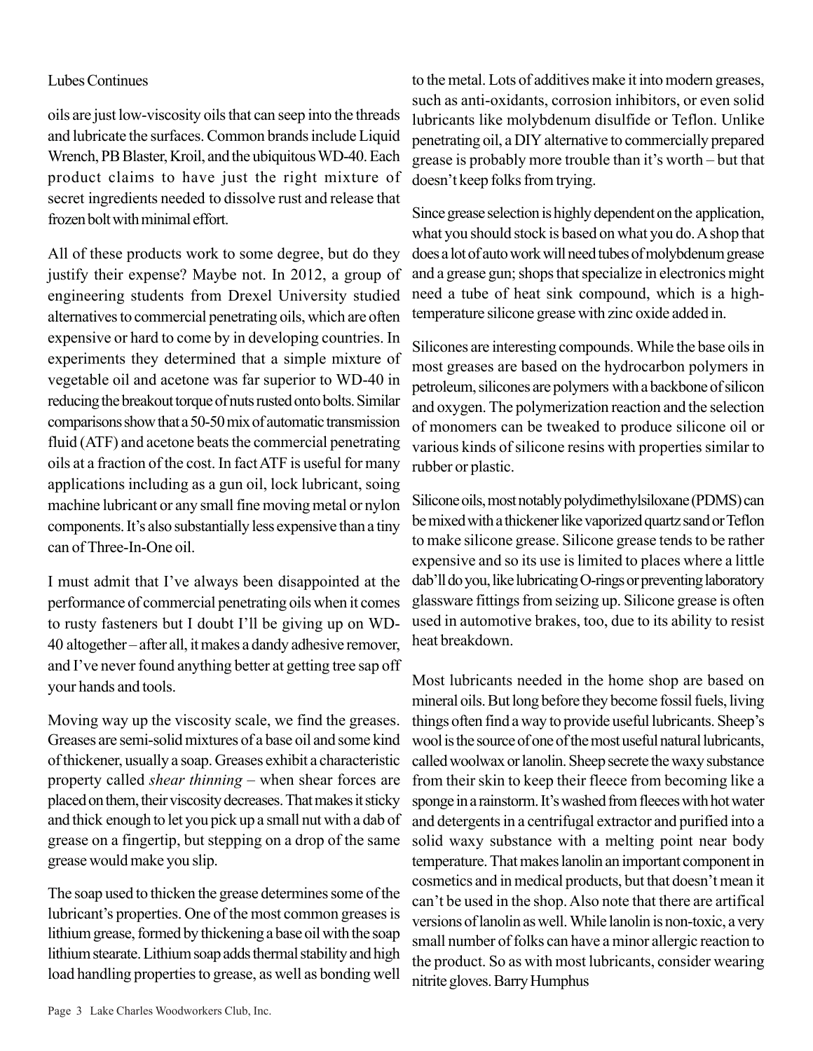Lubes Continues

oils are just low-viscosity oils that can seep into the threads and lubricate the surfaces. Common brands include Liquid Wrench, PB Blaster, Kroil, and the ubiquitous WD-40. Each product claims to have just the right mixture of secret ingredients needed to dissolve rust and release that frozen bolt with minimal effort.

All of these products work to some degree, but do they justify their expense? Maybe not. In 2012, a group of engineering students from Drexel University studied alternatives to commercial penetrating oils, which are often expensive or hard to come by in developing countries. In experiments they determined that a simple mixture of vegetable oil and acetone was far superior to WD-40 in reducing the breakout torque of nuts rusted onto bolts. Similar comparisons show that a 50-50 mix of automatic transmission fluid (ATF) and acetone beats the commercial penetrating oils at a fraction of the cost. In fact ATF is useful for many applications including as a gun oil, lock lubricant, soing machine lubricant or any small fine moving metal or nylon components. It's also substantially less expensive than a tiny can of Three-In-One oil.

I must admit that I've always been disappointed at the performance of commercial penetrating oils when it comes to rusty fasteners but I doubt I'll be giving up on WD-40 altogether – after all, it makes a dandy adhesive remover, and I've never found anything better at getting tree sap off your hands and tools.

Moving way up the viscosity scale, we find the greases. Greases are semi-solid mixtures of a base oil and some kind of thickener, usually a soap. Greases exhibit a characteristic property called *shear thinning* – when shear forces are placed on them, their viscosity decreases. That makes it sticky and thick enough to let you pick up a small nut with a dab of grease on a fingertip, but stepping on a drop of the same grease would make you slip.

The soap used to thicken the grease determines some of the lubricant's properties. One of the most common greases is lithium grease, formed by thickening a base oil with the soap lithium stearate. Lithium soap adds thermal stability and high load handling properties to grease, as well as bonding well to the metal. Lots of additives make it into modern greases, such as anti-oxidants, corrosion inhibitors, or even solid lubricants like molybdenum disulfide or Teflon. Unlike penetrating oil, a DIY alternative to commercially prepared grease is probably more trouble than it's worth – but that doesn't keep folks from trying.

Since grease selection is highly dependent on the application, what you should stock is based on what you do. A shop that does a lot of auto work will need tubes of molybdenum grease and a grease gun; shops that specialize in electronics might need a tube of heat sink compound, which is a high-temperature silicone grease with zinc oxide added in.

Silicones are interesting compounds. While the base oils in most greases are based on the hydrocarbon polymers in petroleum, silicones are polymers with a backbone of silicon and oxygen. The polymerization reaction and the selection of monomers can be tweaked to produce silicone oil or various kinds of silicone resins with properties similar to rubber or plastic.

Silicone oils, most notably polydimethylsiloxane (PDMS) can be mixed with a thickener like vaporized quartz sand or Teflon to make silicone grease. Silicone grease tends to be rather expensive and so its use is limited to places where a little dab'll do you, like lubricating O-rings or preventing laboratory glassware fittings from seizing up. Silicone grease is often used in automotive brakes, too, due to its ability to resist heat breakdown.

Most lubricants needed in the home shop are based on mineral oils. But long before they become fossil fuels, living things often find a way to provide useful lubricants. Sheep's wool is the source of one of the most useful natural lubricants, called woolwax or lanolin. Sheep secrete the waxy substance from their skin to keep their fleece from becoming like a sponge in a rainstorm. It's washed from fleeces with hot water and detergents in a centrifugal extractor and purified into a solid waxy substance with a melting point near body temperature. That makes lanolin an important component in cosmetics and in medical products, but that doesn't mean it can't be used in the shop. Also note that there are artifical versions of lanolin as well. While lanolin is non-toxic, a very small number of folks can have a minor allergic reaction to the product. So as with most lubricants, consider wearing nitrite gloves. Barry Humphus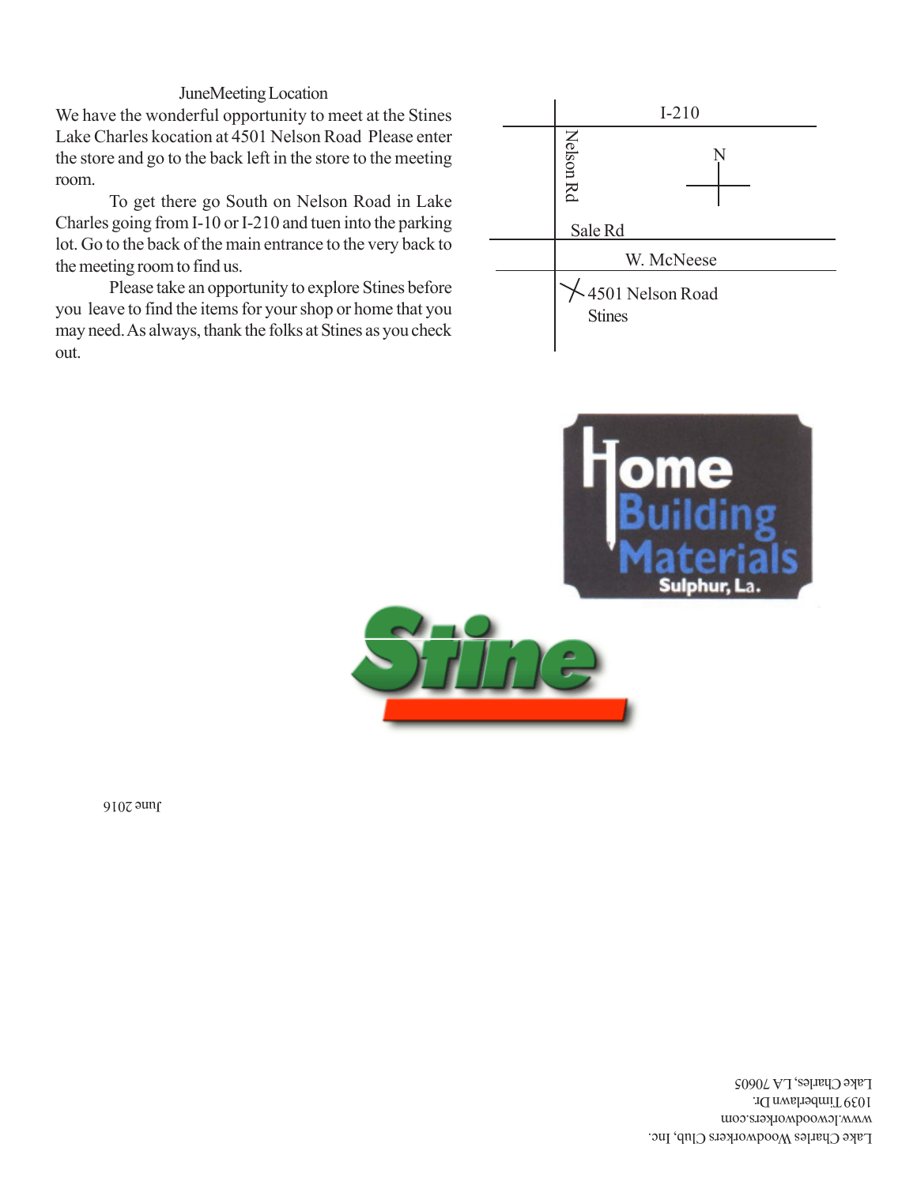## JuneMeeting Location

We have the wonderful opportunity to meet at the Stines Lake Charles kocation at 4501 Nelson Road Please enter the store and go to the back left in the store to the meeting room.

To get there go South on Nelson Road in Lake Charles going from I-10 or I-210 and tuen into the parking lot. Go to the back of the main entrance to the very back to the meeting room to find us.

Please take an opportunity to explore Stines before you leave to find the items for your shop or home that you may need. As always, thank the folks at Stines as you check out.

I-210

Nelson Rd

N

Sale Rd

W. McNeese

4501 Nelson Road
Stines

Home Building Materials
Sulphur, La.

Stine

June 2016

Lake Charles Woodworkers Club, Inc.
www.lcwoodworkers.com
1039 Timberlawn Dr.
Lake Charles, LA 70605